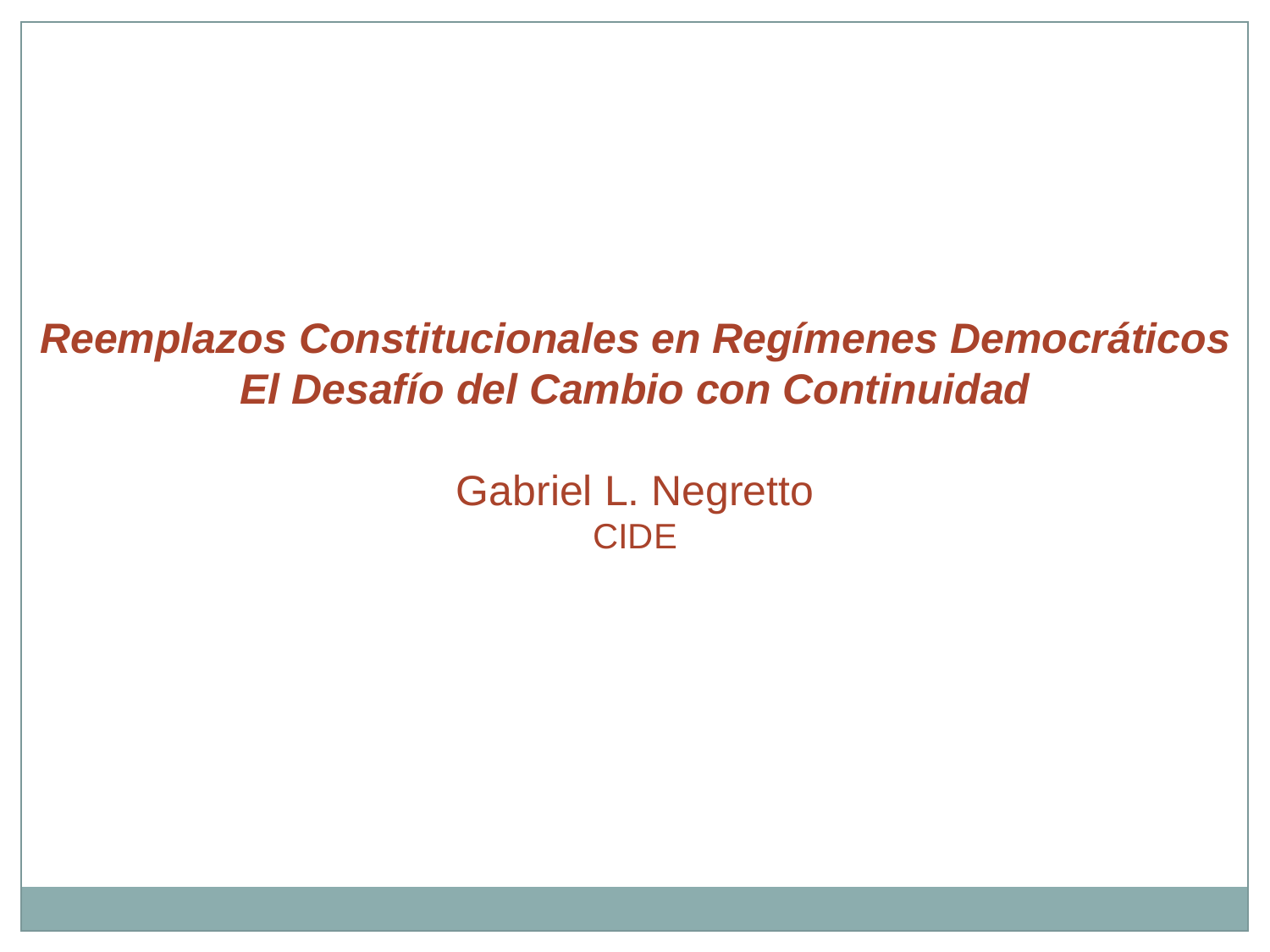# *Reemplazos Constitucionales en Regímenes Democráticos*
# *El Desafío del Cambio con Continuidad*

Gabriel L. Negretto

CIDE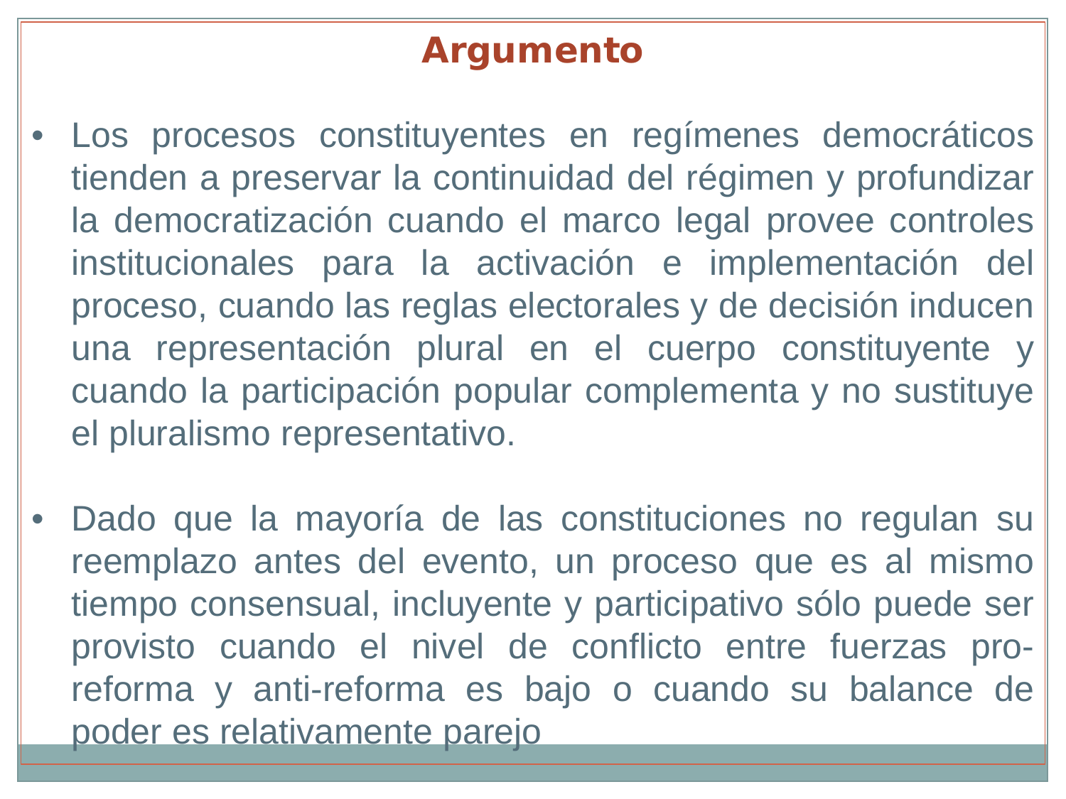# Argumento

- Los procesos constituyentes en regímenes democráticos tienden a preservar la continuidad del régimen y profundizar la democratización cuando el marco legal provee controles institucionales para la activación e implementación del proceso, cuando las reglas electorales y de decisión inducen una representación plural en el cuerpo constituyente y cuando la participación popular complementa y no sustituye el pluralismo representativo.

- Dado que la mayoría de las constituciones no regulan su reemplazo antes del evento, un proceso que es al mismo tiempo consensual, incluyente y participativo sólo puede ser provisto cuando el nivel de conflicto entre fuerzas pro-reforma y anti-reforma es bajo o cuando su balance de poder es relativamente parejo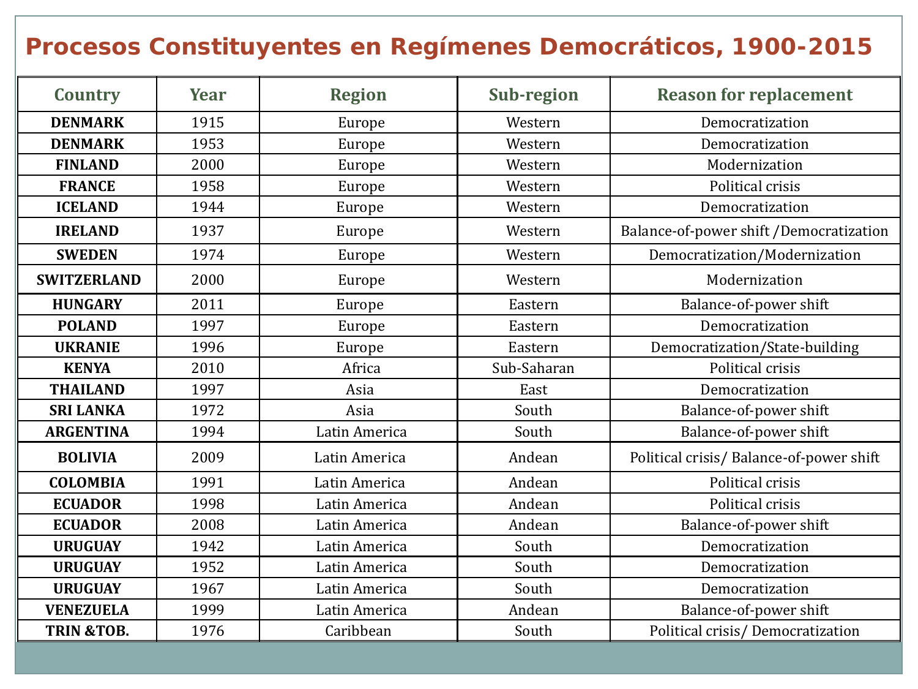# Procesos Constituyentes en Regímenes Democráticos, 1900-2015

| Country | Year | Region | Sub-region | Reason for replacement |
|---|---|---|---|---|
| **DENMARK** | 1915 | Europe | Western | Democratization |
| **DENMARK** | 1953 | Europe | Western | Democratization |
| **FINLAND** | 2000 | Europe | Western | Modernization |
| **FRANCE** | 1958 | Europe | Western | Political crisis |
| **ICELAND** | 1944 | Europe | Western | Democratization |
| **IRELAND** | 1937 | Europe | Western | Balance-of-power shift /Democratization |
| **SWEDEN** | 1974 | Europe | Western | Democratization/Modernization |
| **SWITZERLAND** | 2000 | Europe | Western | Modernization |
| **HUNGARY** | 2011 | Europe | Eastern | Balance-of-power shift |
| **POLAND** | 1997 | Europe | Eastern | Democratization |
| **UKRANIE** | 1996 | Europe | Eastern | Democratization/State-building |
| **KENYA** | 2010 | Africa | Sub-Saharan | Political crisis |
| **THAILAND** | 1997 | Asia | East | Democratization |
| **SRI LANKA** | 1972 | Asia | South | Balance-of-power shift |
| **ARGENTINA** | 1994 | Latin America | South | Balance-of-power shift |
| **BOLIVIA** | 2009 | Latin America | Andean | Political crisis/ Balance-of-power shift |
| **COLOMBIA** | 1991 | Latin America | Andean | Political crisis |
| **ECUADOR** | 1998 | Latin America | Andean | Political crisis |
| **ECUADOR** | 2008 | Latin America | Andean | Balance-of-power shift |
| **URUGUAY** | 1942 | Latin America | South | Democratization |
| **URUGUAY** | 1952 | Latin America | South | Democratization |
| **URUGUAY** | 1967 | Latin America | South | Democratization |
| **VENEZUELA** | 1999 | Latin America | Andean | Balance-of-power shift |
| **TRIN &TOB.** | 1976 | Caribbean | South | Political crisis/ Democratization |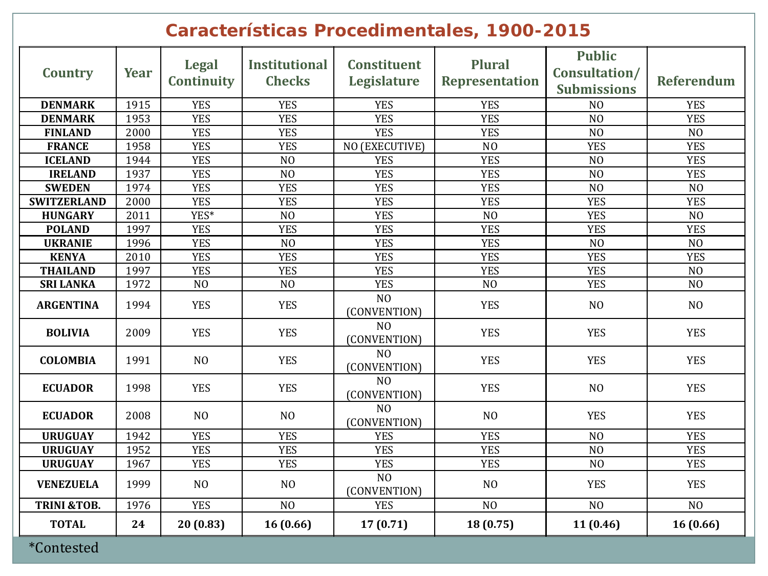# Características Procedimentales, 1900-2015

| Country | Year | Legal Continuity | Institutional Checks | Constituent Legislature | Plural Representation | Public Consultation/ Submissions | Referendum |
|---|---|---|---|---|---|---|---|
| **DENMARK** | 1915 | YES | YES | YES | YES | NO | YES |
| **DENMARK** | 1953 | YES | YES | YES | YES | NO | YES |
| **FINLAND** | 2000 | YES | YES | YES | YES | NO | NO |
| **FRANCE** | 1958 | YES | YES | NO (EXECUTIVE) | NO | YES | YES |
| **ICELAND** | 1944 | YES | NO | YES | YES | NO | YES |
| **IRELAND** | 1937 | YES | NO | YES | YES | NO | YES |
| **SWEDEN** | 1974 | YES | YES | YES | YES | NO | NO |
| **SWITZERLAND** | 2000 | YES | YES | YES | YES | YES | YES |
| **HUNGARY** | 2011 | YES* | NO | YES | NO | YES | NO |
| **POLAND** | 1997 | YES | YES | YES | YES | YES | YES |
| **UKRANIE** | 1996 | YES | NO | YES | YES | NO | NO |
| **KENYA** | 2010 | YES | YES | YES | YES | YES | YES |
| **THAILAND** | 1997 | YES | YES | YES | YES | YES | NO |
| **SRI LANKA** | 1972 | NO | NO | YES | NO | YES | NO |
| **ARGENTINA** | 1994 | YES | YES | NO (CONVENTION) | YES | NO | NO |
| **BOLIVIA** | 2009 | YES | YES | NO (CONVENTION) | YES | YES | YES |
| **COLOMBIA** | 1991 | NO | YES | NO (CONVENTION) | YES | YES | YES |
| **ECUADOR** | 1998 | YES | YES | NO (CONVENTION) | YES | NO | YES |
| **ECUADOR** | 2008 | NO | NO | NO (CONVENTION) | NO | YES | YES |
| **URUGUAY** | 1942 | YES | YES | YES | YES | NO | YES |
| **URUGUAY** | 1952 | YES | YES | YES | YES | NO | YES |
| **URUGUAY** | 1967 | YES | YES | YES | YES | NO | YES |
| **VENEZUELA** | 1999 | NO | NO | NO (CONVENTION) | NO | YES | YES |
| **TRINI &TOB.** | 1976 | YES | NO | YES | NO | NO | NO |
| **TOTAL** | **24** | **20 (0.83)** | **16 (0.66)** | **17 (0.71)** | **18 (0.75)** | **11 (0.46)** | **16 (0.66)** |

*Contested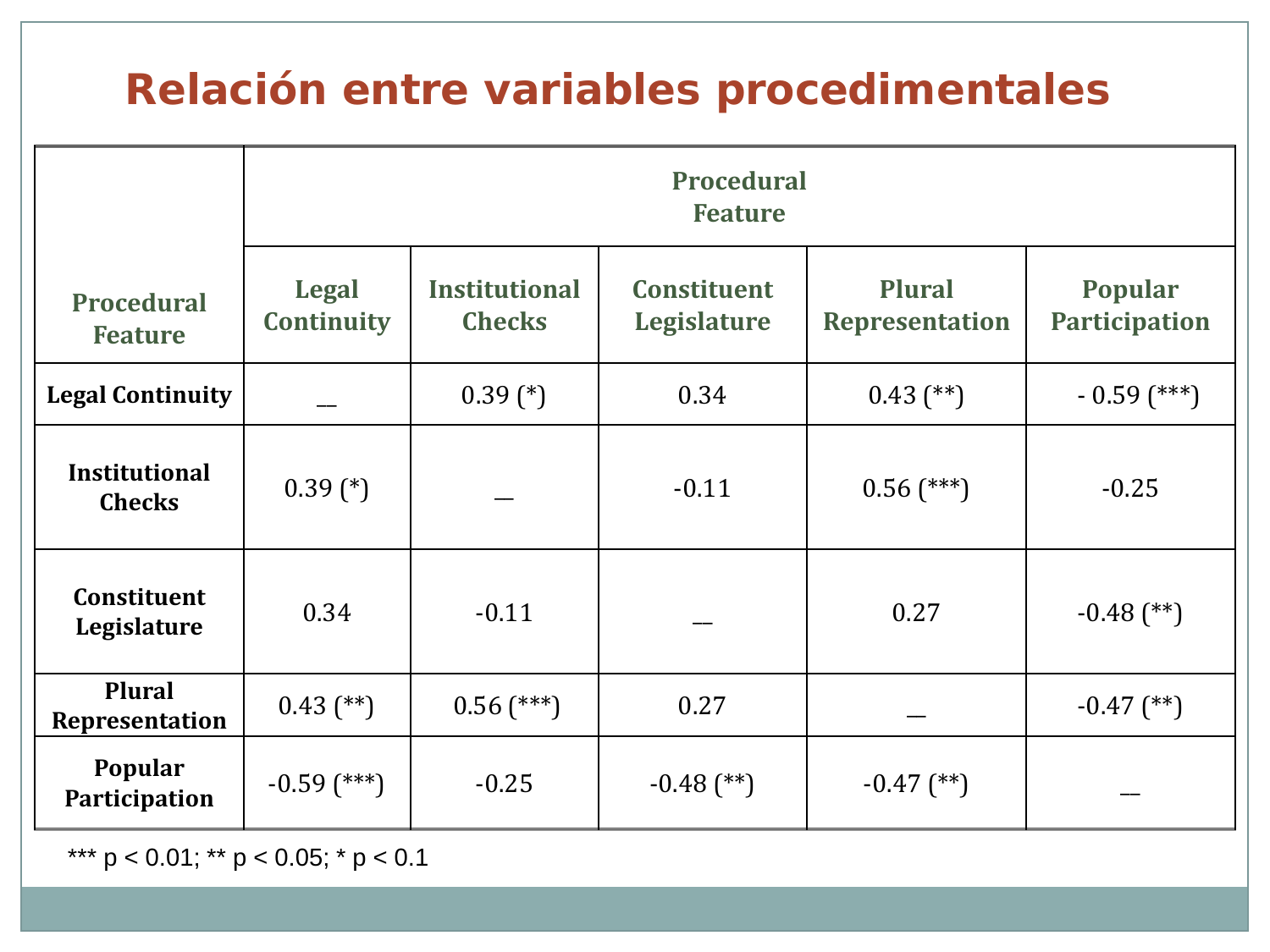# Relación entre variables procedimentales

| Procedural Feature | Procedural Feature | | | | |
|---|---|---|---|---|---|
| | Legal Continuity | Institutional Checks | Constituent Legislature | Plural Representation | Popular Participation |
| **Legal Continuity** | __ | 0.39 (*) | 0.34 | 0.43 (**) | - 0.59 (***) |
| **Institutional Checks** | 0.39 (*) | __ | -0.11 | 0.56 (***) | -0.25 |
| **Constituent Legislature** | 0.34 | -0.11 | __ | 0.27 | -0.48 (**) |
| **Plural Representation** | 0.43 (**) | 0.56 (***) | 0.27 | __ | -0.47 (**) |
| **Popular Participation** | -0.59 (***) | -0.25 | -0.48 (**) | -0.47 (**) | __ |

*** $p < 0.01$; ** $p < 0.05$; * $p < 0.1$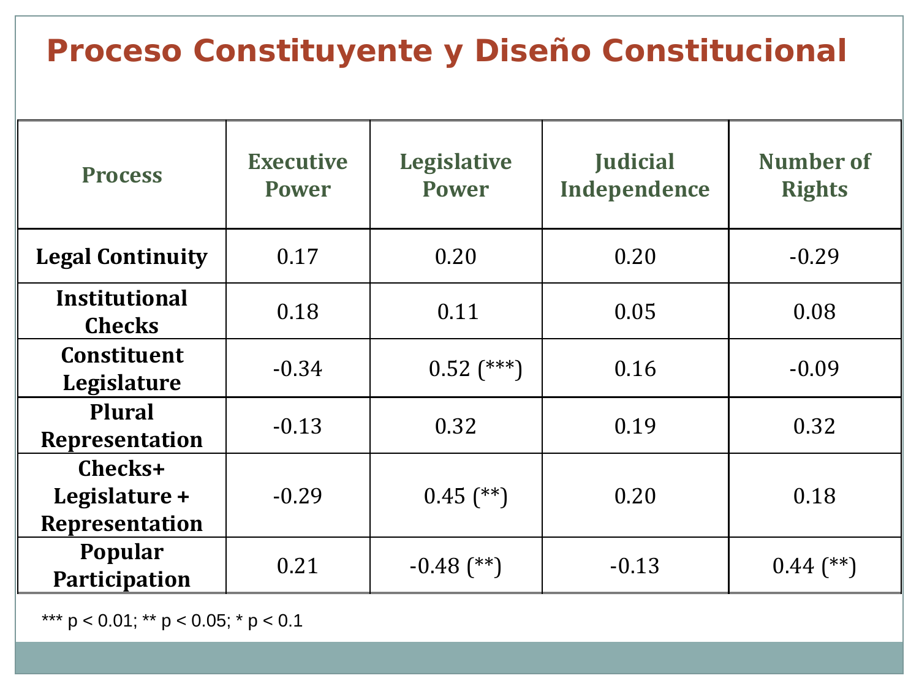# Proceso Constituyente y Diseño Constitucional

| Process | Executive Power | Legislative Power | Judicial Independence | Number of Rights |
|---|---|---|---|---|
| **Legal Continuity** | 0.17 | 0.20 | 0.20 | -0.29 |
| **Institutional Checks** | 0.18 | 0.11 | 0.05 | 0.08 |
| **Constituent Legislature** | -0.34 | 0.52 (***) | 0.16 | -0.09 |
| **Plural Representation** | -0.13 | 0.32 | 0.19 | 0.32 |
| **Checks+ Legislature + Representation** | -0.29 | 0.45 (**) | 0.20 | 0.18 |
| **Popular Participation** | 0.21 | -0.48 (**) | -0.13 | 0.44 (**) |

*** $p < 0.01$; ** $p < 0.05$; * $p < 0.1$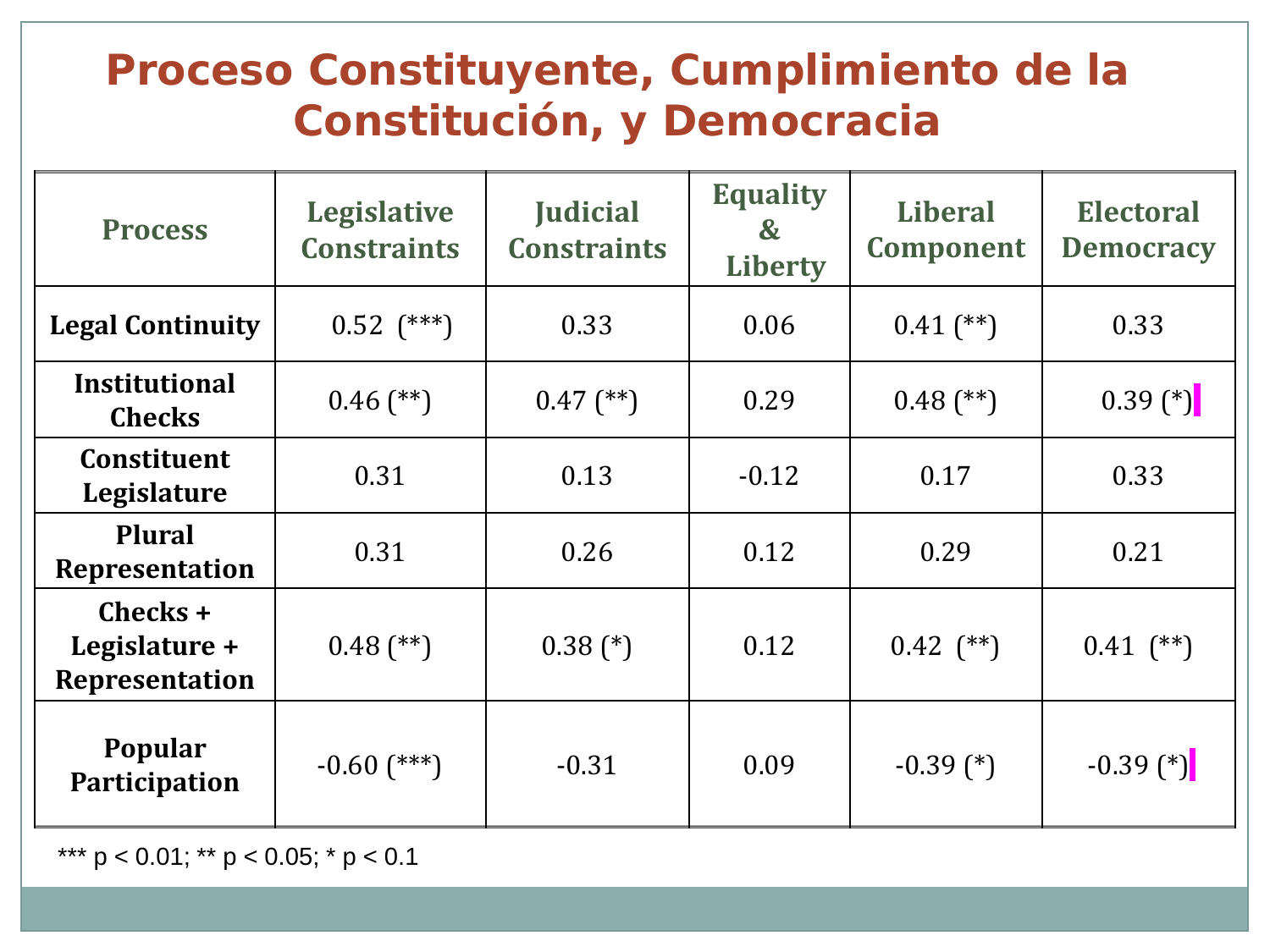# Proceso Constituyente, Cumplimiento de la Constitución, y Democracia

| Process | Legislative Constraints | Judicial Constraints | Equality & Liberty | Liberal Component | Electoral Democracy |
|---|---|---|---|---|---|
| **Legal Continuity** | 0.52 (***) | 0.33 | 0.06 | 0.41 (**) | 0.33 |
| **Institutional Checks** | 0.46 (**) | 0.47 (**) | 0.29 | 0.48 (**) | 0.39 (*) |
| **Constituent Legislature** | 0.31 | 0.13 | -0.12 | 0.17 | 0.33 |
| **Plural Representation** | 0.31 | 0.26 | 0.12 | 0.29 | 0.21 |
| **Checks + Legislature + Representation** | 0.48 (**) | 0.38 (*) | 0.12 | 0.42 (**) | 0.41 (**) |
| **Popular Participation** | -0.60 (***) | -0.31 | 0.09 | -0.39 (*) | -0.39 (*) |

*** $p < 0.01$; ** $p < 0.05$; * $p < 0.1$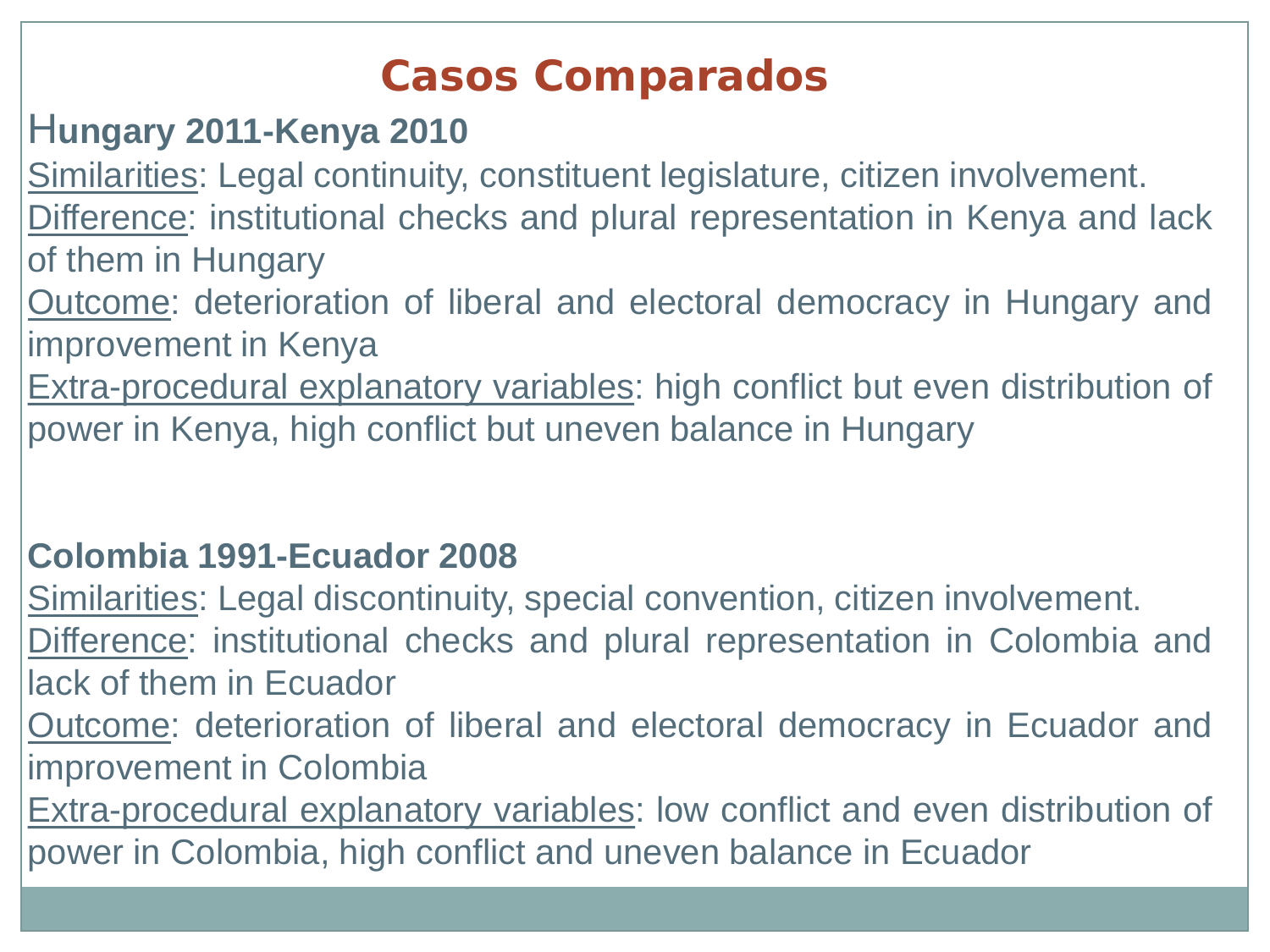# Casos Comparados

**Hungary 2011-Kenya 2010**

Similarities: Legal continuity, constituent legislature, citizen involvement.
Difference: institutional checks and plural representation in Kenya and lack of them in Hungary
Outcome: deterioration of liberal and electoral democracy in Hungary and improvement in Kenya
Extra-procedural explanatory variables: high conflict but even distribution of power in Kenya, high conflict but uneven balance in Hungary

**Colombia 1991-Ecuador 2008**

Similarities: Legal discontinuity, special convention, citizen involvement.
Difference: institutional checks and plural representation in Colombia and lack of them in Ecuador
Outcome: deterioration of liberal and electoral democracy in Ecuador and improvement in Colombia
Extra-procedural explanatory variables: low conflict and even distribution of power in Colombia, high conflict and uneven balance in Ecuador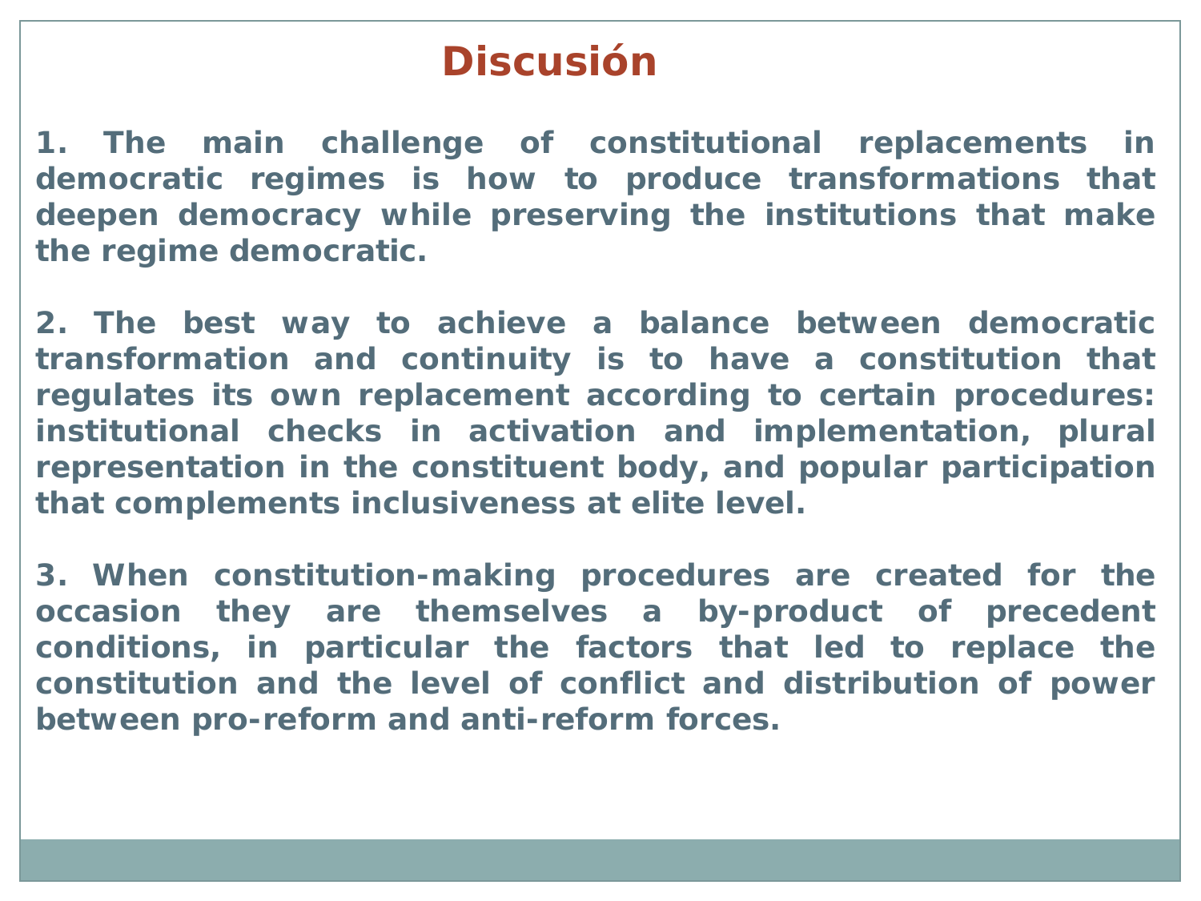# Discusión

1. The main challenge of constitutional replacements in democratic regimes is how to produce transformations that deepen democracy while preserving the institutions that make the regime democratic.

2. The best way to achieve a balance between democratic transformation and continuity is to have a constitution that regulates its own replacement according to certain procedures: institutional checks in activation and implementation, plural representation in the constituent body, and popular participation that complements inclusiveness at elite level.

3. When constitution-making procedures are created for the occasion they are themselves a by-product of precedent conditions, in particular the factors that led to replace the constitution and the level of conflict and distribution of power between pro-reform and anti-reform forces.